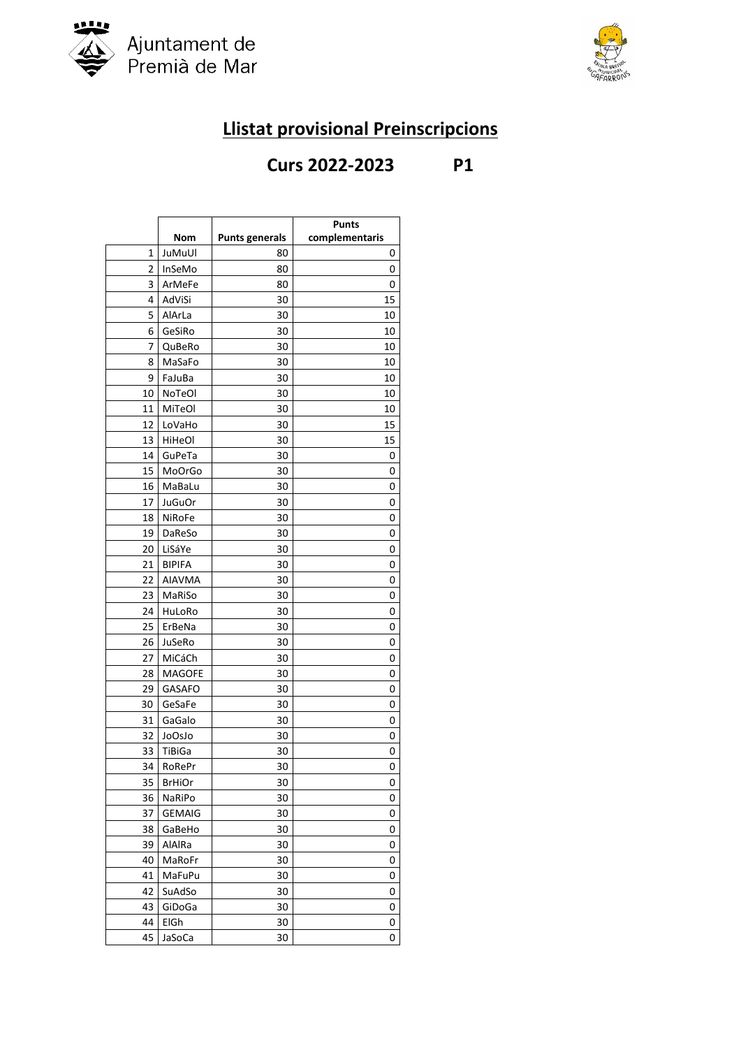Ajuntament de Premià de Mar

# Llistat provisional Preinscripcions

## Curs 2022-2023 P1

| | Nom | Punts generals | Punts complementaris |
|---|---|---|---|
| 1 | JuMuUl | 80 | 0 |
| 2 | InSeMo | 80 | 0 |
| 3 | ArMeFe | 80 | 0 |
| 4 | AdViSi | 30 | 15 |
| 5 | AlArLa | 30 | 10 |
| 6 | GeSiRo | 30 | 10 |
| 7 | QuBeRo | 30 | 10 |
| 8 | MaSaFo | 30 | 10 |
| 9 | FaJuBa | 30 | 10 |
| 10 | NoTeOl | 30 | 10 |
| 11 | MiTeOl | 30 | 10 |
| 12 | LoVaHo | 30 | 15 |
| 13 | HiHeOl | 30 | 15 |
| 14 | GuPeTa | 30 | 0 |
| 15 | MoOrGo | 30 | 0 |
| 16 | MaBaLu | 30 | 0 |
| 17 | JuGuOr | 30 | 0 |
| 18 | NiRoFe | 30 | 0 |
| 19 | DaReSo | 30 | 0 |
| 20 | LiSáYe | 30 | 0 |
| 21 | BIPIFA | 30 | 0 |
| 22 | AIAVMA | 30 | 0 |
| 23 | MaRiSo | 30 | 0 |
| 24 | HuLoRo | 30 | 0 |
| 25 | ErBeNa | 30 | 0 |
| 26 | JuSeRo | 30 | 0 |
| 27 | MiCáCh | 30 | 0 |
| 28 | MAGOFE | 30 | 0 |
| 29 | GASAFO | 30 | 0 |
| 30 | GeSaFe | 30 | 0 |
| 31 | GaGalo | 30 | 0 |
| 32 | JoOsJo | 30 | 0 |
| 33 | TiBiGa | 30 | 0 |
| 34 | RoRePr | 30 | 0 |
| 35 | BrHiOr | 30 | 0 |
| 36 | NaRiPo | 30 | 0 |
| 37 | GEMAIG | 30 | 0 |
| 38 | GaBeHo | 30 | 0 |
| 39 | AlAlRa | 30 | 0 |
| 40 | MaRoFr | 30 | 0 |
| 41 | MaFuPu | 30 | 0 |
| 42 | SuAdSo | 30 | 0 |
| 43 | GiDoGa | 30 | 0 |
| 44 | ElGh | 30 | 0 |
| 45 | JaSoCa | 30 | 0 |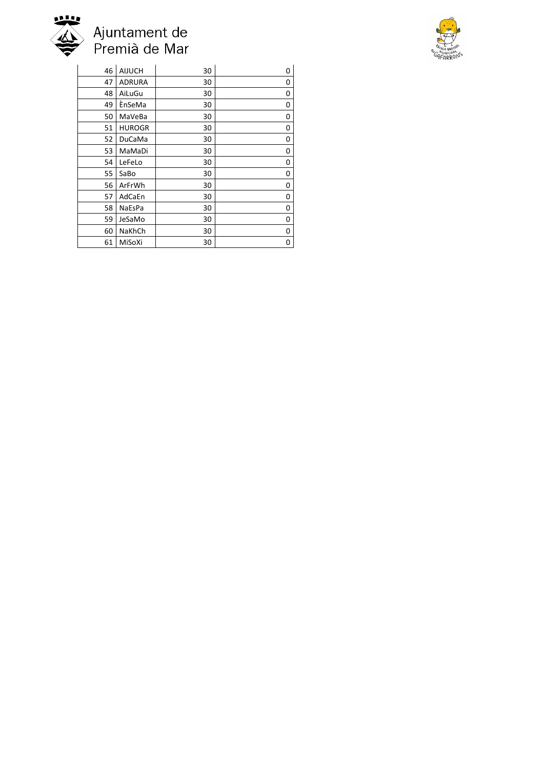| | | | |
|---|---|---|---|
| 46 | AIJUCH | 30 | 0 |
| 47 | ADRURA | 30 | 0 |
| 48 | AiLuGu | 30 | 0 |
| 49 | ÈnSeMa | 30 | 0 |
| 50 | MaVeBa | 30 | 0 |
| 51 | HUROGR | 30 | 0 |
| 52 | DuCaMa | 30 | 0 |
| 53 | MaMaDi | 30 | 0 |
| 54 | LeFeLo | 30 | 0 |
| 55 | SaBo | 30 | 0 |
| 56 | ArFrWh | 30 | 0 |
| 57 | AdCaEn | 30 | 0 |
| 58 | NaEsPa | 30 | 0 |
| 59 | JeSaMo | 30 | 0 |
| 60 | NaKhCh | 30 | 0 |
| 61 | MiSoXi | 30 | 0 |